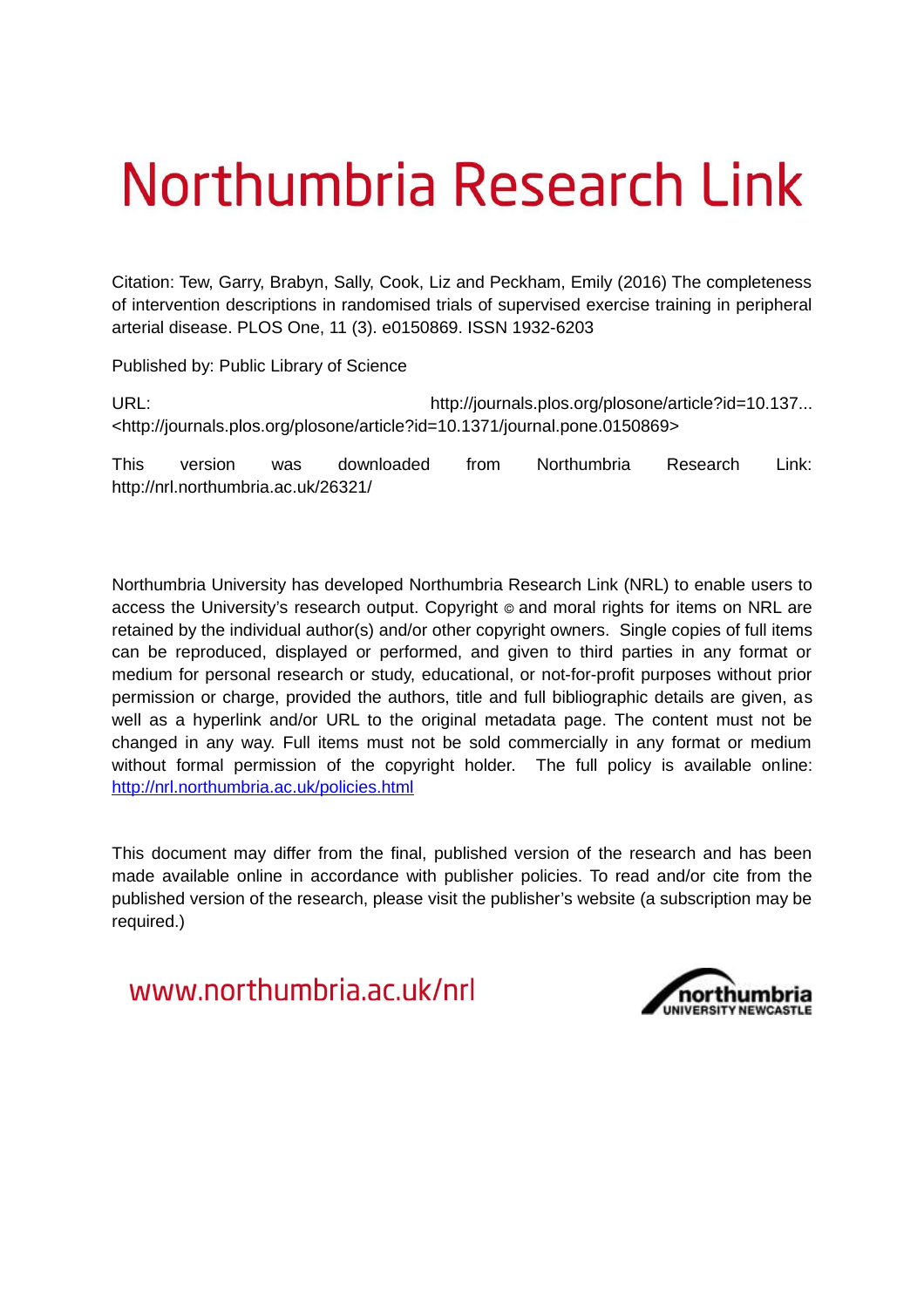# Northumbria Research Link

Citation: Tew, Garry, Brabyn, Sally, Cook, Liz and Peckham, Emily (2016) The completeness of intervention descriptions in randomised trials of supervised exercise training in peripheral arterial disease. PLOS One, 11 (3). e0150869. ISSN 1932-6203

Published by: Public Library of Science

URL: http://journals.plos.org/plosone/article?id=10.137... <http://journals.plos.org/plosone/article?id=10.1371/journal.pone.0150869>

This version was downloaded from Northumbria Research Link: http://nrl.northumbria.ac.uk/26321/

Northumbria University has developed Northumbria Research Link (NRL) to enable users to access the University's research output. Copyright © and moral rights for items on NRL are retained by the individual author(s) and/or other copyright owners. Single copies of full items can be reproduced, displayed or performed, and given to third parties in any format or medium for personal research or study, educational, or not-for-profit purposes without prior permission or charge, provided the authors, title and full bibliographic details are given, as well as a hyperlink and/or URL to the original metadata page. The content must not be changed in any way. Full items must not be sold commercially in any format or medium without formal permission of the copyright holder. The full policy is available online: http://nrl.northumbria.ac.uk/policies.html

This document may differ from the final, published version of the research and has been made available online in accordance with publisher policies. To read and/or cite from the published version of the research, please visit the publisher's website (a subscription may be required.)

www.northumbria.ac.uk/nrl

northumbria UNIVERSITY NEWCASTLE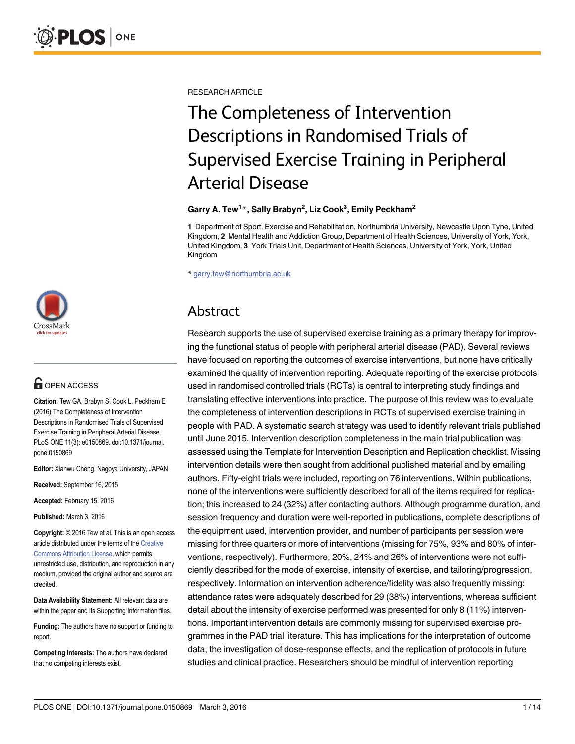RESEARCH ARTICLE

# The Completeness of Intervention Descriptions in Randomised Trials of Supervised Exercise Training in Peripheral Arterial Disease

**Garry A. Tew[1]*, Sally Brabyn[2], Liz Cook[3], Emily Peckham[2]**

**1** Department of Sport, Exercise and Rehabilitation, Northumbria University, Newcastle Upon Tyne, United Kingdom, **2** Mental Health and Addiction Group, Department of Health Sciences, University of York, York, United Kingdom, **3** York Trials Unit, Department of Health Sciences, University of York, York, United Kingdom

* garry.tew@northumbria.ac.uk

OPEN ACCESS

**Citation:** Tew GA, Brabyn S, Cook L, Peckham E (2016) The Completeness of Intervention Descriptions in Randomised Trials of Supervised Exercise Training in Peripheral Arterial Disease. PLoS ONE 11(3): e0150869. doi:10.1371/journal.pone.0150869

**Editor:** Xianwu Cheng, Nagoya University, JAPAN

**Received:** September 16, 2015

**Accepted:** February 15, 2016

**Published:** March 3, 2016

**Copyright:** © 2016 Tew et al. This is an open access article distributed under the terms of the Creative Commons Attribution License, which permits unrestricted use, distribution, and reproduction in any medium, provided the original author and source are credited.

**Data Availability Statement:** All relevant data are within the paper and its Supporting Information files.

**Funding:** The authors have no support or funding to report.

**Competing Interests:** The authors have declared that no competing interests exist.

## Abstract

Research supports the use of supervised exercise training as a primary therapy for improving the functional status of people with peripheral arterial disease (PAD). Several reviews have focused on reporting the outcomes of exercise interventions, but none have critically examined the quality of intervention reporting. Adequate reporting of the exercise protocols used in randomised controlled trials (RCTs) is central to interpreting study findings and translating effective interventions into practice. The purpose of this review was to evaluate the completeness of intervention descriptions in RCTs of supervised exercise training in people with PAD. A systematic search strategy was used to identify relevant trials published until June 2015. Intervention description completeness in the main trial publication was assessed using the Template for Intervention Description and Replication checklist. Missing intervention details were then sought from additional published material and by emailing authors. Fifty-eight trials were included, reporting on 76 interventions. Within publications, none of the interventions were sufficiently described for all of the items required for replication; this increased to 24 (32%) after contacting authors. Although programme duration, and session frequency and duration were well-reported in publications, complete descriptions of the equipment used, intervention provider, and number of participants per session were missing for three quarters or more of interventions (missing for 75%, 93% and 80% of interventions, respectively). Furthermore, 20%, 24% and 26% of interventions were not sufficiently described for the mode of exercise, intensity of exercise, and tailoring/progression, respectively. Information on intervention adherence/fidelity was also frequently missing: attendance rates were adequately described for 29 (38%) interventions, whereas sufficient detail about the intensity of exercise performed was presented for only 8 (11%) interventions. Important intervention details are commonly missing for supervised exercise programmes in the PAD trial literature. This has implications for the interpretation of outcome data, the investigation of dose-response effects, and the replication of protocols in future studies and clinical practice. Researchers should be mindful of intervention reporting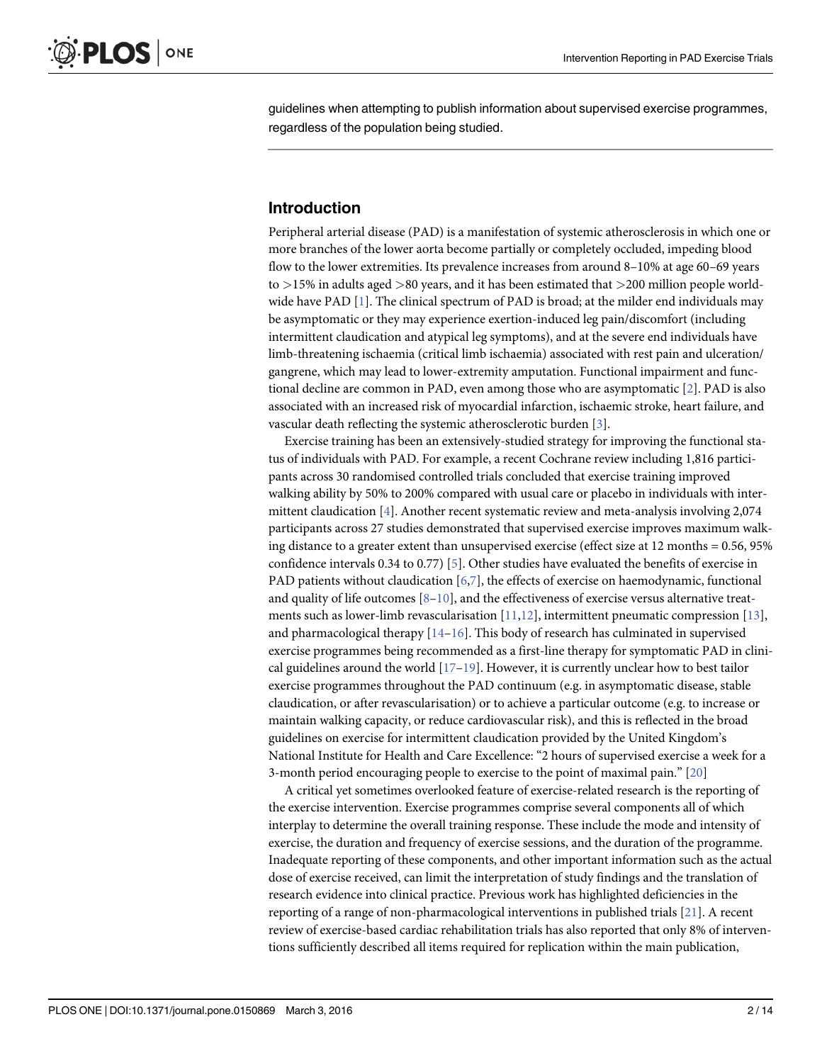guidelines when attempting to publish information about supervised exercise programmes, regardless of the population being studied.

## Introduction

Peripheral arterial disease (PAD) is a manifestation of systemic atherosclerosis in which one or more branches of the lower aorta become partially or completely occluded, impeding blood flow to the lower extremities. Its prevalence increases from around 8–10% at age 60–69 years to >15% in adults aged >80 years, and it has been estimated that >200 million people worldwide have PAD [1]. The clinical spectrum of PAD is broad; at the milder end individuals may be asymptomatic or they may experience exertion-induced leg pain/discomfort (including intermittent claudication and atypical leg symptoms), and at the severe end individuals have limb-threatening ischaemia (critical limb ischaemia) associated with rest pain and ulceration/gangrene, which may lead to lower-extremity amputation. Functional impairment and functional decline are common in PAD, even among those who are asymptomatic [2]. PAD is also associated with an increased risk of myocardial infarction, ischaemic stroke, heart failure, and vascular death reflecting the systemic atherosclerotic burden [3].

Exercise training has been an extensively-studied strategy for improving the functional status of individuals with PAD. For example, a recent Cochrane review including 1,816 participants across 30 randomised controlled trials concluded that exercise training improved walking ability by 50% to 200% compared with usual care or placebo in individuals with intermittent claudication [4]. Another recent systematic review and meta-analysis involving 2,074 participants across 27 studies demonstrated that supervised exercise improves maximum walking distance to a greater extent than unsupervised exercise (effect size at 12 months = 0.56, 95% confidence intervals 0.34 to 0.77) [5]. Other studies have evaluated the benefits of exercise in PAD patients without claudication [6,7], the effects of exercise on haemodynamic, functional and quality of life outcomes [8–10], and the effectiveness of exercise versus alternative treatments such as lower-limb revascularisation [11,12], intermittent pneumatic compression [13], and pharmacological therapy [14–16]. This body of research has culminated in supervised exercise programmes being recommended as a first-line therapy for symptomatic PAD in clinical guidelines around the world [17–19]. However, it is currently unclear how to best tailor exercise programmes throughout the PAD continuum (e.g. in asymptomatic disease, stable claudication, or after revascularisation) or to achieve a particular outcome (e.g. to increase or maintain walking capacity, or reduce cardiovascular risk), and this is reflected in the broad guidelines on exercise for intermittent claudication provided by the United Kingdom's National Institute for Health and Care Excellence: "2 hours of supervised exercise a week for a 3-month period encouraging people to exercise to the point of maximal pain." [20]

A critical yet sometimes overlooked feature of exercise-related research is the reporting of the exercise intervention. Exercise programmes comprise several components all of which interplay to determine the overall training response. These include the mode and intensity of exercise, the duration and frequency of exercise sessions, and the duration of the programme. Inadequate reporting of these components, and other important information such as the actual dose of exercise received, can limit the interpretation of study findings and the translation of research evidence into clinical practice. Previous work has highlighted deficiencies in the reporting of a range of non-pharmacological interventions in published trials [21]. A recent review of exercise-based cardiac rehabilitation trials has also reported that only 8% of interventions sufficiently described all items required for replication within the main publication,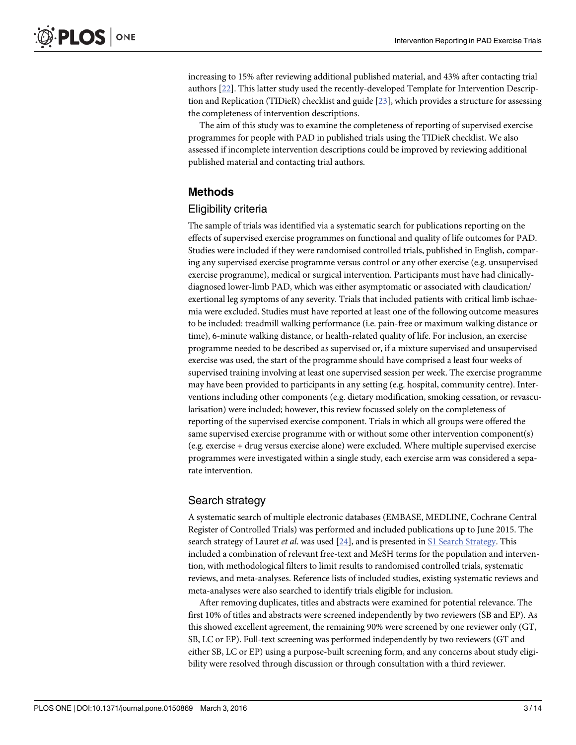increasing to 15% after reviewing additional published material, and 43% after contacting trial authors [22]. This latter study used the recently-developed Template for Intervention Description and Replication (TIDieR) checklist and guide [23], which provides a structure for assessing the completeness of intervention descriptions.

The aim of this study was to examine the completeness of reporting of supervised exercise programmes for people with PAD in published trials using the TIDieR checklist. We also assessed if incomplete intervention descriptions could be improved by reviewing additional published material and contacting trial authors.

## Methods

### Eligibility criteria

The sample of trials was identified via a systematic search for publications reporting on the effects of supervised exercise programmes on functional and quality of life outcomes for PAD. Studies were included if they were randomised controlled trials, published in English, comparing any supervised exercise programme versus control or any other exercise (e.g. unsupervised exercise programme), medical or surgical intervention. Participants must have had clinically-diagnosed lower-limb PAD, which was either asymptomatic or associated with claudication/exertional leg symptoms of any severity. Trials that included patients with critical limb ischaemia were excluded. Studies must have reported at least one of the following outcome measures to be included: treadmill walking performance (i.e. pain-free or maximum walking distance or time), 6-minute walking distance, or health-related quality of life. For inclusion, an exercise programme needed to be described as supervised or, if a mixture supervised and unsupervised exercise was used, the start of the programme should have comprised a least four weeks of supervised training involving at least one supervised session per week. The exercise programme may have been provided to participants in any setting (e.g. hospital, community centre). Interventions including other components (e.g. dietary modification, smoking cessation, or revascularisation) were included; however, this review focussed solely on the completeness of reporting of the supervised exercise component. Trials in which all groups were offered the same supervised exercise programme with or without some other intervention component(s) (e.g. exercise + drug versus exercise alone) were excluded. Where multiple supervised exercise programmes were investigated within a single study, each exercise arm was considered a separate intervention.

### Search strategy

A systematic search of multiple electronic databases (EMBASE, MEDLINE, Cochrane Central Register of Controlled Trials) was performed and included publications up to June 2015. The search strategy of Lauret *et al*. was used [24], and is presented in S1 Search Strategy. This included a combination of relevant free-text and MeSH terms for the population and intervention, with methodological filters to limit results to randomised controlled trials, systematic reviews, and meta-analyses. Reference lists of included studies, existing systematic reviews and meta-analyses were also searched to identify trials eligible for inclusion.

After removing duplicates, titles and abstracts were examined for potential relevance. The first 10% of titles and abstracts were screened independently by two reviewers (SB and EP). As this showed excellent agreement, the remaining 90% were screened by one reviewer only (GT, SB, LC or EP). Full-text screening was performed independently by two reviewers (GT and either SB, LC or EP) using a purpose-built screening form, and any concerns about study eligibility were resolved through discussion or through consultation with a third reviewer.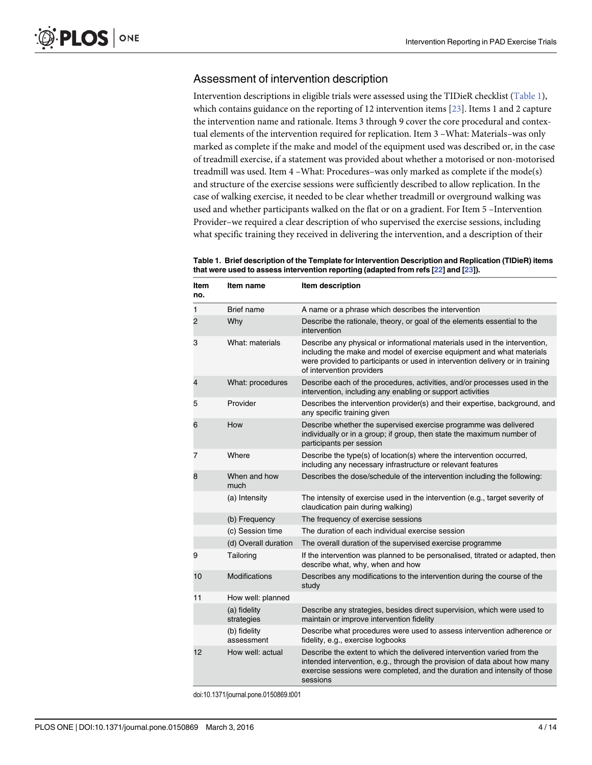## Assessment of intervention description

Intervention descriptions in eligible trials were assessed using the TIDieR checklist (Table 1), which contains guidance on the reporting of 12 intervention items [23]. Items 1 and 2 capture the intervention name and rationale. Items 3 through 9 cover the core procedural and contextual elements of the intervention required for replication. Item 3 –What: Materials–was only marked as complete if the make and model of the equipment used was described or, in the case of treadmill exercise, if a statement was provided about whether a motorised or non-motorised treadmill was used. Item 4 –What: Procedures–was only marked as complete if the mode(s) and structure of the exercise sessions were sufficiently described to allow replication. In the case of walking exercise, it needed to be clear whether treadmill or overground walking was used and whether participants walked on the flat or on a gradient. For Item 5 –Intervention Provider–we required a clear description of who supervised the exercise sessions, including what specific training they received in delivering the intervention, and a description of their

**Table 1. Brief description of the Template for Intervention Description and Replication (TIDieR) items that were used to assess intervention reporting (adapted from refs [22] and [23]).**

| Item no. | Item name | Item description |
|---|---|---|
| 1 | Brief name | A name or a phrase which describes the intervention |
| 2 | Why | Describe the rationale, theory, or goal of the elements essential to the intervention |
| 3 | What: materials | Describe any physical or informational materials used in the intervention, including the make and model of exercise equipment and what materials were provided to participants or used in intervention delivery or in training of intervention providers |
| 4 | What: procedures | Describe each of the procedures, activities, and/or processes used in the intervention, including any enabling or support activities |
| 5 | Provider | Describes the intervention provider(s) and their expertise, background, and any specific training given |
| 6 | How | Describe whether the supervised exercise programme was delivered individually or in a group; if group, then state the maximum number of participants per session |
| 7 | Where | Describe the type(s) of location(s) where the intervention occurred, including any necessary infrastructure or relevant features |
| 8 | When and how much | Describes the dose/schedule of the intervention including the following: |
| | (a) Intensity | The intensity of exercise used in the intervention (e.g., target severity of claudication pain during walking) |
| | (b) Frequency | The frequency of exercise sessions |
| | (c) Session time | The duration of each individual exercise session |
| | (d) Overall duration | The overall duration of the supervised exercise programme |
| 9 | Tailoring | If the intervention was planned to be personalised, titrated or adapted, then describe what, why, when and how |
| 10 | Modifications | Describes any modifications to the intervention during the course of the study |
| 11 | How well: planned | |
| | (a) fidelity strategies | Describe any strategies, besides direct supervision, which were used to maintain or improve intervention fidelity |
| | (b) fidelity assessment | Describe what procedures were used to assess intervention adherence or fidelity, e.g., exercise logbooks |
| 12 | How well: actual | Describe the extent to which the delivered intervention varied from the intended intervention, e.g., through the provision of data about how many exercise sessions were completed, and the duration and intensity of those sessions |

doi:10.1371/journal.pone.0150869.t001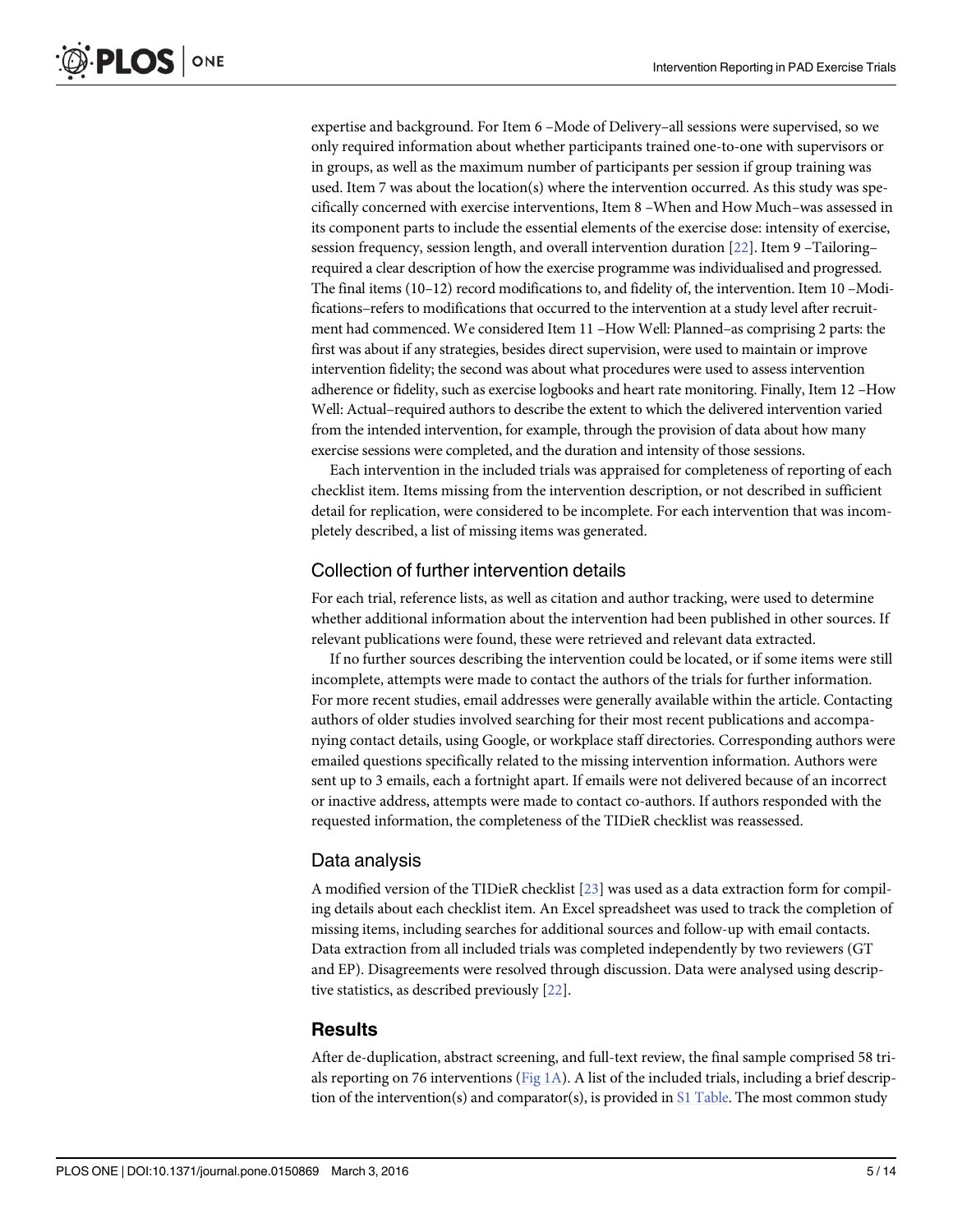expertise and background. For Item 6 –Mode of Delivery–all sessions were supervised, so we only required information about whether participants trained one-to-one with supervisors or in groups, as well as the maximum number of participants per session if group training was used. Item 7 was about the location(s) where the intervention occurred. As this study was specifically concerned with exercise interventions, Item 8 –When and How Much–was assessed in its component parts to include the essential elements of the exercise dose: intensity of exercise, session frequency, session length, and overall intervention duration [22]. Item 9 –Tailoring–required a clear description of how the exercise programme was individualised and progressed. The final items (10–12) record modifications to, and fidelity of, the intervention. Item 10 –Modifications–refers to modifications that occurred to the intervention at a study level after recruitment had commenced. We considered Item 11 –How Well: Planned–as comprising 2 parts: the first was about if any strategies, besides direct supervision, were used to maintain or improve intervention fidelity; the second was about what procedures were used to assess intervention adherence or fidelity, such as exercise logbooks and heart rate monitoring. Finally, Item 12 –How Well: Actual–required authors to describe the extent to which the delivered intervention varied from the intended intervention, for example, through the provision of data about how many exercise sessions were completed, and the duration and intensity of those sessions.

Each intervention in the included trials was appraised for completeness of reporting of each checklist item. Items missing from the intervention description, or not described in sufficient detail for replication, were considered to be incomplete. For each intervention that was incompletely described, a list of missing items was generated.

## Collection of further intervention details

For each trial, reference lists, as well as citation and author tracking, were used to determine whether additional information about the intervention had been published in other sources. If relevant publications were found, these were retrieved and relevant data extracted.

If no further sources describing the intervention could be located, or if some items were still incomplete, attempts were made to contact the authors of the trials for further information. For more recent studies, email addresses were generally available within the article. Contacting authors of older studies involved searching for their most recent publications and accompanying contact details, using Google, or workplace staff directories. Corresponding authors were emailed questions specifically related to the missing intervention information. Authors were sent up to 3 emails, each a fortnight apart. If emails were not delivered because of an incorrect or inactive address, attempts were made to contact co-authors. If authors responded with the requested information, the completeness of the TIDieR checklist was reassessed.

## Data analysis

A modified version of the TIDieR checklist [23] was used as a data extraction form for compiling details about each checklist item. An Excel spreadsheet was used to track the completion of missing items, including searches for additional sources and follow-up with email contacts. Data extraction from all included trials was completed independently by two reviewers (GT and EP). Disagreements were resolved through discussion. Data were analysed using descriptive statistics, as described previously [22].

# Results

After de-duplication, abstract screening, and full-text review, the final sample comprised 58 trials reporting on 76 interventions (Fig 1A). A list of the included trials, including a brief description of the intervention(s) and comparator(s), is provided in S1 Table. The most common study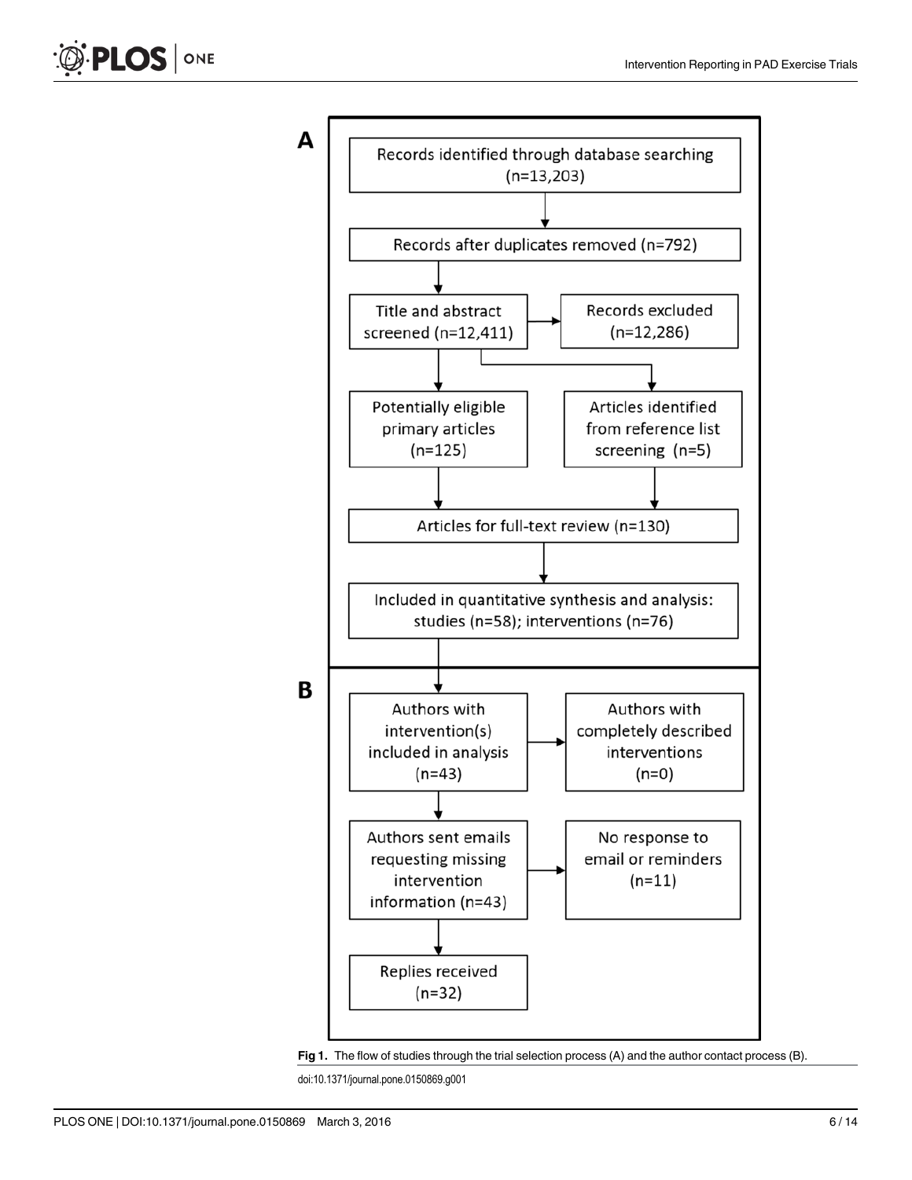**A**

Records identified through database searching (n=13,203)

↓

Records after duplicates removed (n=792)

↓

Title and abstract screened (n=12,411) → Records excluded (n=12,286)

↓

Potentially eligible primary articles (n=125) | Articles identified from reference list screening (n=5)

↓

Articles for full-text review (n=130)

↓

Included in quantitative synthesis and analysis: studies (n=58); interventions (n=76)

**B**

Authors with intervention(s) included in analysis (n=43) → Authors with completely described interventions (n=0)

↓

Authors sent emails requesting missing intervention information (n=43) → No response to email or reminders (n=11)

↓

Replies received (n=32)

**Fig 1.** The flow of studies through the trial selection process (A) and the author contact process (B).

doi:10.1371/journal.pone.0150869.g001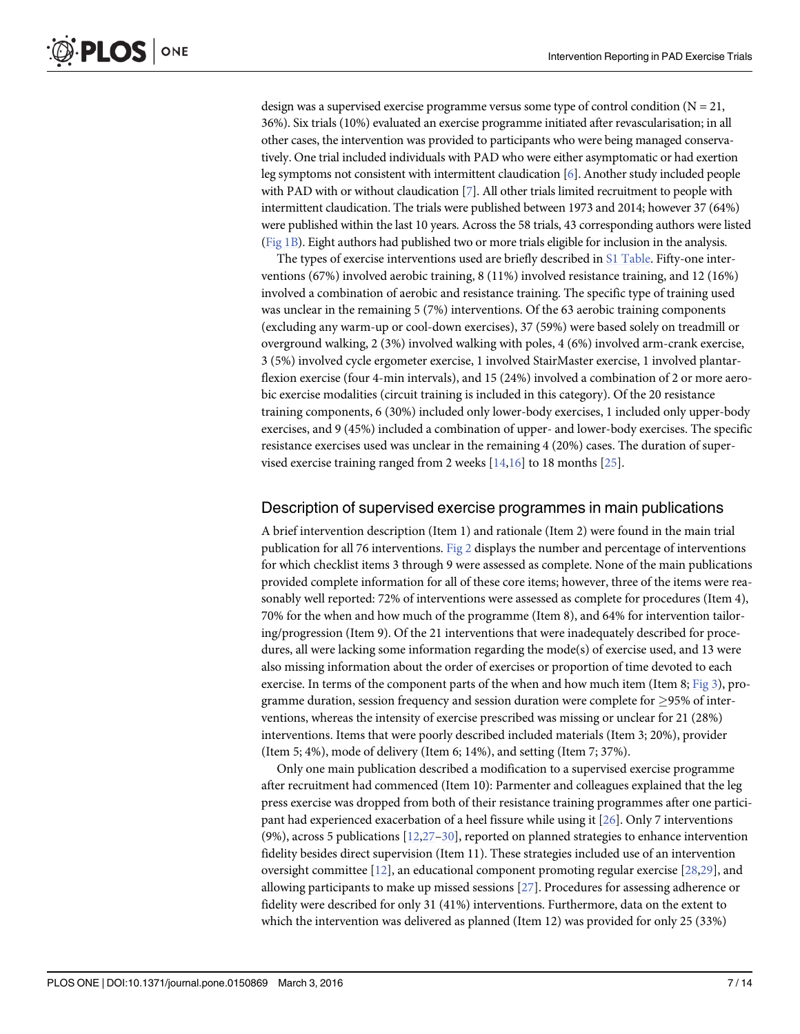design was a supervised exercise programme versus some type of control condition (N = 21, 36%). Six trials (10%) evaluated an exercise programme initiated after revascularisation; in all other cases, the intervention was provided to participants who were being managed conservatively. One trial included individuals with PAD who were either asymptomatic or had exertion leg symptoms not consistent with intermittent claudication [6]. Another study included people with PAD with or without claudication [7]. All other trials limited recruitment to people with intermittent claudication. The trials were published between 1973 and 2014; however 37 (64%) were published within the last 10 years. Across the 58 trials, 43 corresponding authors were listed (Fig 1B). Eight authors had published two or more trials eligible for inclusion in the analysis.

The types of exercise interventions used are briefly described in S1 Table. Fifty-one interventions (67%) involved aerobic training, 8 (11%) involved resistance training, and 12 (16%) involved a combination of aerobic and resistance training. The specific type of training used was unclear in the remaining 5 (7%) interventions. Of the 63 aerobic training components (excluding any warm-up or cool-down exercises), 37 (59%) were based solely on treadmill or overground walking, 2 (3%) involved walking with poles, 4 (6%) involved arm-crank exercise, 3 (5%) involved cycle ergometer exercise, 1 involved StairMaster exercise, 1 involved plantar-flexion exercise (four 4-min intervals), and 15 (24%) involved a combination of 2 or more aerobic exercise modalities (circuit training is included in this category). Of the 20 resistance training components, 6 (30%) included only lower-body exercises, 1 included only upper-body exercises, and 9 (45%) included a combination of upper- and lower-body exercises. The specific resistance exercises used was unclear in the remaining 4 (20%) cases. The duration of supervised exercise training ranged from 2 weeks [14,16] to 18 months [25].

## Description of supervised exercise programmes in main publications

A brief intervention description (Item 1) and rationale (Item 2) were found in the main trial publication for all 76 interventions. Fig 2 displays the number and percentage of interventions for which checklist items 3 through 9 were assessed as complete. None of the main publications provided complete information for all of these core items; however, three of the items were reasonably well reported: 72% of interventions were assessed as complete for procedures (Item 4), 70% for the when and how much of the programme (Item 8), and 64% for intervention tailoring/progression (Item 9). Of the 21 interventions that were inadequately described for procedures, all were lacking some information regarding the mode(s) of exercise used, and 13 were also missing information about the order of exercises or proportion of time devoted to each exercise. In terms of the component parts of the when and how much item (Item 8; Fig 3), programme duration, session frequency and session duration were complete for $\geq$95% of interventions, whereas the intensity of exercise prescribed was missing or unclear for 21 (28%) interventions. Items that were poorly described included materials (Item 3; 20%), provider (Item 5; 4%), mode of delivery (Item 6; 14%), and setting (Item 7; 37%).

Only one main publication described a modification to a supervised exercise programme after recruitment had commenced (Item 10): Parmenter and colleagues explained that the leg press exercise was dropped from both of their resistance training programmes after one participant had experienced exacerbation of a heel fissure while using it [26]. Only 7 interventions (9%), across 5 publications [12,27–30], reported on planned strategies to enhance intervention fidelity besides direct supervision (Item 11). These strategies included use of an intervention oversight committee [12], an educational component promoting regular exercise [28,29], and allowing participants to make up missed sessions [27]. Procedures for assessing adherence or fidelity were described for only 31 (41%) interventions. Furthermore, data on the extent to which the intervention was delivered as planned (Item 12) was provided for only 25 (33%)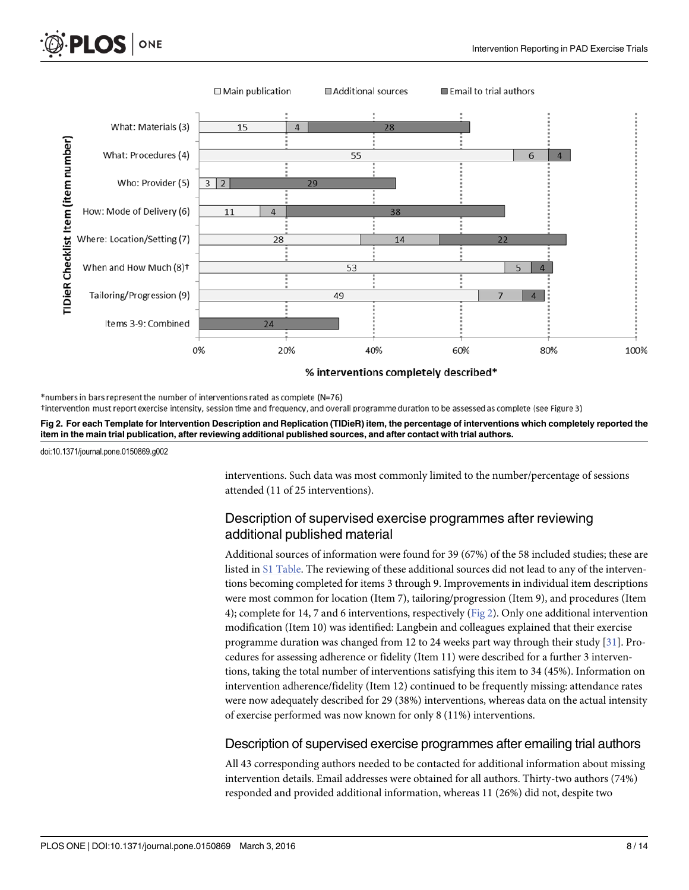*numbers in bars represent the number of interventions rated as complete (N=76)

†intervention must report exercise intensity, session time and frequency, and overall programme duration to be assessed as complete (see Figure 3)

**Fig 2. For each Template for Intervention Description and Replication (TIDieR) item, the percentage of interventions which completely reported the item in the main trial publication, after reviewing additional published sources, and after contact with trial authors.**

doi:10.1371/journal.pone.0150869.g002

interventions. Such data was most commonly limited to the number/percentage of sessions attended (11 of 25 interventions).

## Description of supervised exercise programmes after reviewing additional published material

Additional sources of information were found for 39 (67%) of the 58 included studies; these are listed in S1 Table. The reviewing of these additional sources did not lead to any of the interventions becoming completed for items 3 through 9. Improvements in individual item descriptions were most common for location (Item 7), tailoring/progression (Item 9), and procedures (Item 4); complete for 14, 7 and 6 interventions, respectively (Fig 2). Only one additional intervention modification (Item 10) was identified: Langbein and colleagues explained that their exercise programme duration was changed from 12 to 24 weeks part way through their study [31]. Procedures for assessing adherence or fidelity (Item 11) were described for a further 3 interventions, taking the total number of interventions satisfying this item to 34 (45%). Information on intervention adherence/fidelity (Item 12) continued to be frequently missing: attendance rates were now adequately described for 29 (38%) interventions, whereas data on the actual intensity of exercise performed was now known for only 8 (11%) interventions.

## Description of supervised exercise programmes after emailing trial authors

All 43 corresponding authors needed to be contacted for additional information about missing intervention details. Email addresses were obtained for all authors. Thirty-two authors (74%) responded and provided additional information, whereas 11 (26%) did not, despite two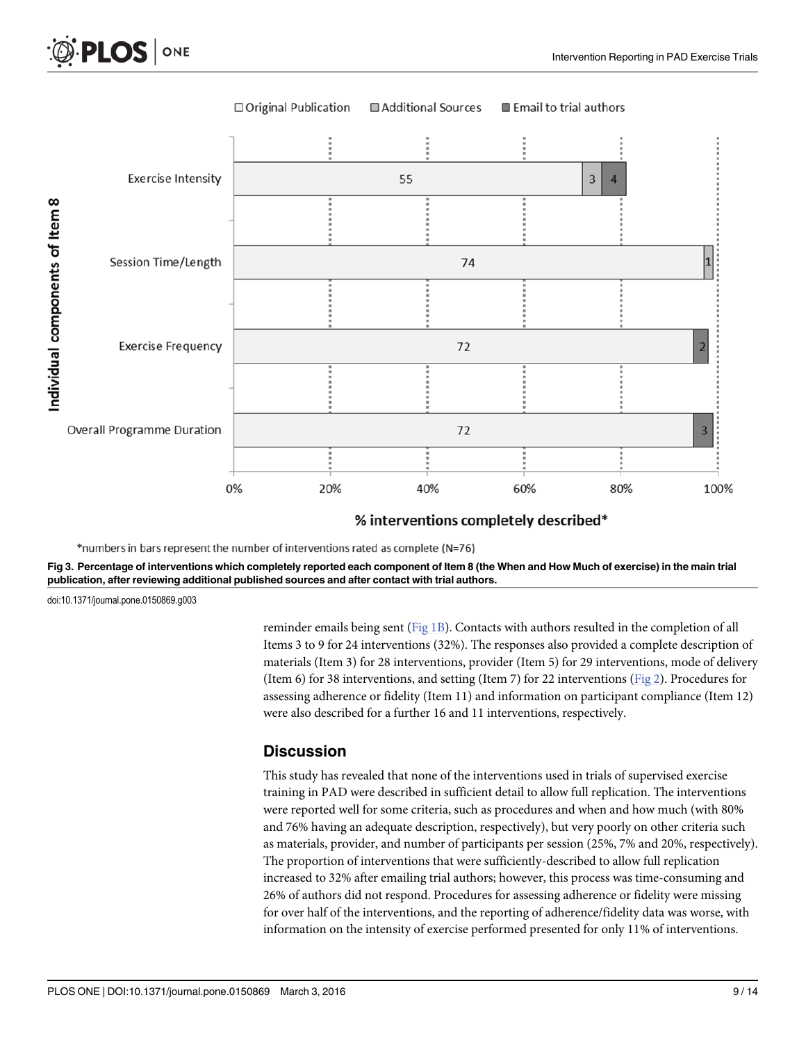*numbers in bars represent the number of interventions rated as complete (N=76)

**Fig 3. Percentage of interventions which completely reported each component of Item 8 (the When and How Much of exercise) in the main trial publication, after reviewing additional published sources and after contact with trial authors.**

doi:10.1371/journal.pone.0150869.g003

reminder emails being sent (Fig 1B). Contacts with authors resulted in the completion of all Items 3 to 9 for 24 interventions (32%). The responses also provided a complete description of materials (Item 3) for 28 interventions, provider (Item 5) for 29 interventions, mode of delivery (Item 6) for 38 interventions, and setting (Item 7) for 22 interventions (Fig 2). Procedures for assessing adherence or fidelity (Item 11) and information on participant compliance (Item 12) were also described for a further 16 and 11 interventions, respectively.

## Discussion

This study has revealed that none of the interventions used in trials of supervised exercise training in PAD were described in sufficient detail to allow full replication. The interventions were reported well for some criteria, such as procedures and when and how much (with 80% and 76% having an adequate description, respectively), but very poorly on other criteria such as materials, provider, and number of participants per session (25%, 7% and 20%, respectively). The proportion of interventions that were sufficiently-described to allow full replication increased to 32% after emailing trial authors; however, this process was time-consuming and 26% of authors did not respond. Procedures for assessing adherence or fidelity were missing for over half of the interventions, and the reporting of adherence/fidelity data was worse, with information on the intensity of exercise performed presented for only 11% of interventions.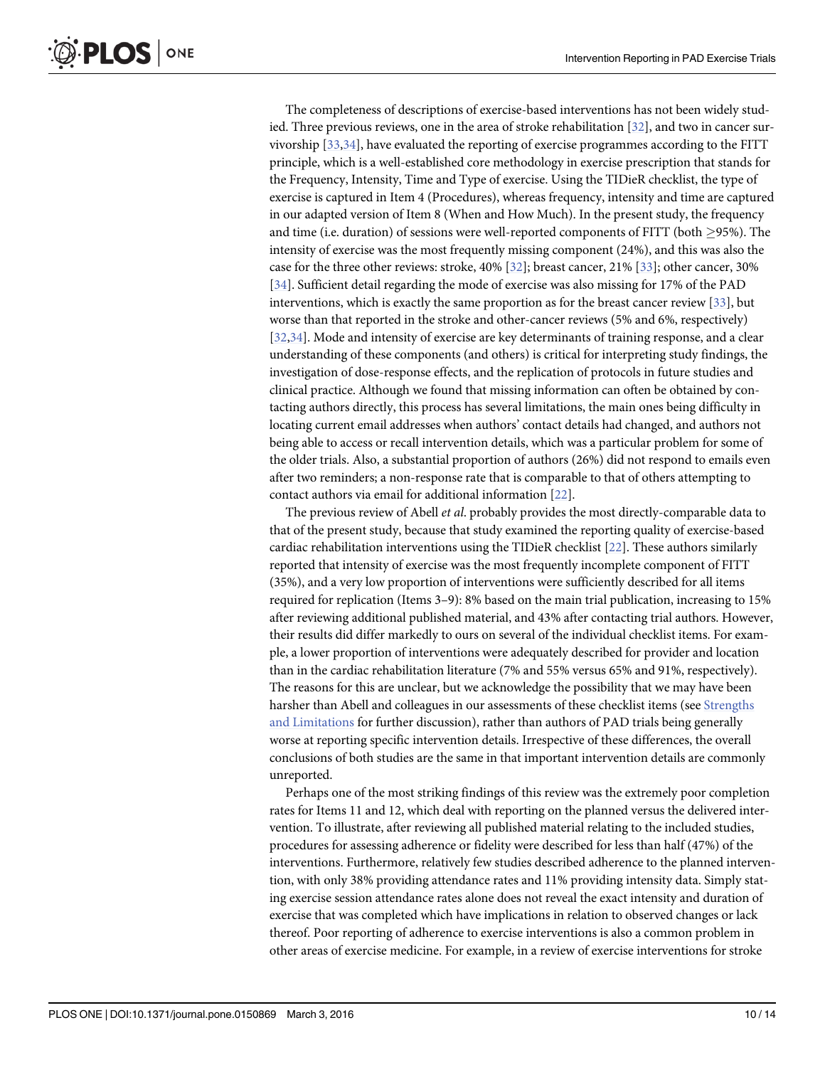The completeness of descriptions of exercise-based interventions has not been widely studied. Three previous reviews, one in the area of stroke rehabilitation [32], and two in cancer survivorship [33,34], have evaluated the reporting of exercise programmes according to the FITT principle, which is a well-established core methodology in exercise prescription that stands for the Frequency, Intensity, Time and Type of exercise. Using the TIDieR checklist, the type of exercise is captured in Item 4 (Procedures), whereas frequency, intensity and time are captured in our adapted version of Item 8 (When and How Much). In the present study, the frequency and time (i.e. duration) of sessions were well-reported components of FITT (both $\geq$95%). The intensity of exercise was the most frequently missing component (24%), and this was also the case for the three other reviews: stroke, 40% [32]; breast cancer, 21% [33]; other cancer, 30% [34]. Sufficient detail regarding the mode of exercise was also missing for 17% of the PAD interventions, which is exactly the same proportion as for the breast cancer review [33], but worse than that reported in the stroke and other-cancer reviews (5% and 6%, respectively) [32,34]. Mode and intensity of exercise are key determinants of training response, and a clear understanding of these components (and others) is critical for interpreting study findings, the investigation of dose-response effects, and the replication of protocols in future studies and clinical practice. Although we found that missing information can often be obtained by contacting authors directly, this process has several limitations, the main ones being difficulty in locating current email addresses when authors' contact details had changed, and authors not being able to access or recall intervention details, which was a particular problem for some of the older trials. Also, a substantial proportion of authors (26%) did not respond to emails even after two reminders; a non-response rate that is comparable to that of others attempting to contact authors via email for additional information [22].

The previous review of Abell *et al*. probably provides the most directly-comparable data to that of the present study, because that study examined the reporting quality of exercise-based cardiac rehabilitation interventions using the TIDieR checklist [22]. These authors similarly reported that intensity of exercise was the most frequently incomplete component of FITT (35%), and a very low proportion of interventions were sufficiently described for all items required for replication (Items 3–9): 8% based on the main trial publication, increasing to 15% after reviewing additional published material, and 43% after contacting trial authors. However, their results did differ markedly to ours on several of the individual checklist items. For example, a lower proportion of interventions were adequately described for provider and location than in the cardiac rehabilitation literature (7% and 55% versus 65% and 91%, respectively). The reasons for this are unclear, but we acknowledge the possibility that we may have been harsher than Abell and colleagues in our assessments of these checklist items (see Strengths and Limitations for further discussion), rather than authors of PAD trials being generally worse at reporting specific intervention details. Irrespective of these differences, the overall conclusions of both studies are the same in that important intervention details are commonly unreported.

Perhaps one of the most striking findings of this review was the extremely poor completion rates for Items 11 and 12, which deal with reporting on the planned versus the delivered intervention. To illustrate, after reviewing all published material relating to the included studies, procedures for assessing adherence or fidelity were described for less than half (47%) of the interventions. Furthermore, relatively few studies described adherence to the planned intervention, with only 38% providing attendance rates and 11% providing intensity data. Simply stating exercise session attendance rates alone does not reveal the exact intensity and duration of exercise that was completed which have implications in relation to observed changes or lack thereof. Poor reporting of adherence to exercise interventions is also a common problem in other areas of exercise medicine. For example, in a review of exercise interventions for stroke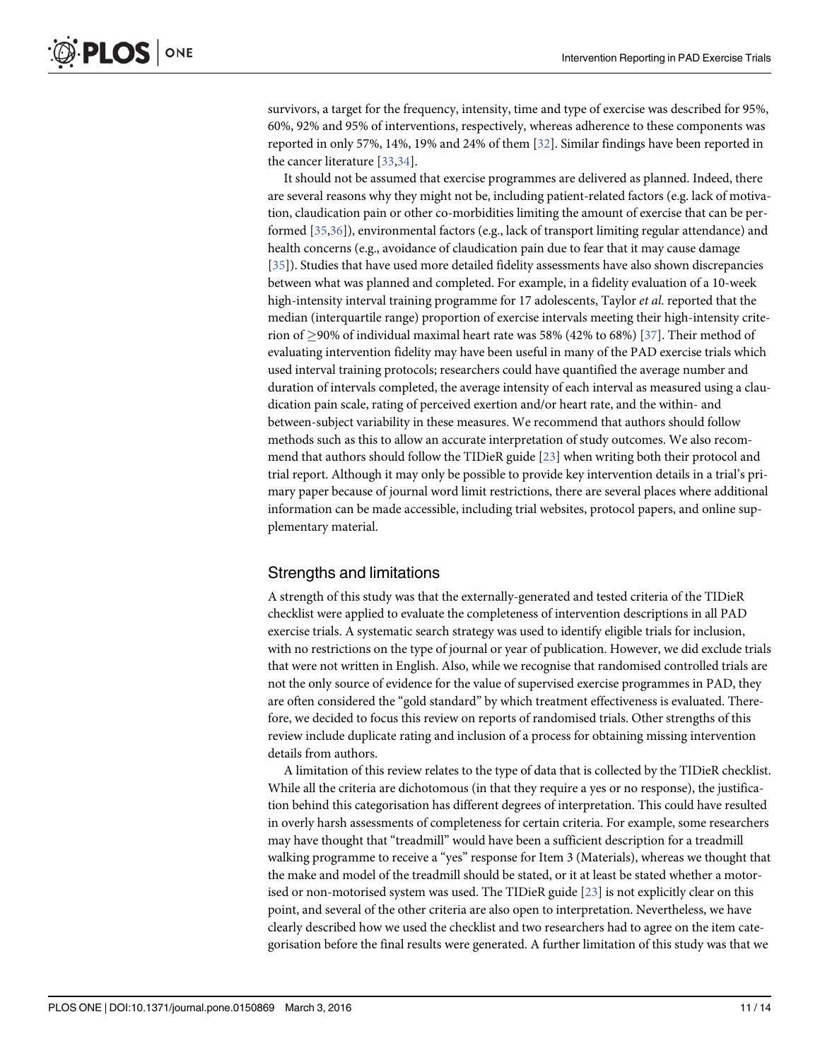survivors, a target for the frequency, intensity, time and type of exercise was described for 95%, 60%, 92% and 95% of interventions, respectively, whereas adherence to these components was reported in only 57%, 14%, 19% and 24% of them [32]. Similar findings have been reported in the cancer literature [33,34].

It should not be assumed that exercise programmes are delivered as planned. Indeed, there are several reasons why they might not be, including patient-related factors (e.g. lack of motivation, claudication pain or other co-morbidities limiting the amount of exercise that can be performed [35,36]), environmental factors (e.g., lack of transport limiting regular attendance) and health concerns (e.g., avoidance of claudication pain due to fear that it may cause damage [35]). Studies that have used more detailed fidelity assessments have also shown discrepancies between what was planned and completed. For example, in a fidelity evaluation of a 10-week high-intensity interval training programme for 17 adolescents, Taylor *et al.* reported that the median (interquartile range) proportion of exercise intervals meeting their high-intensity criterion of $\geq$90% of individual maximal heart rate was 58% (42% to 68%) [37]. Their method of evaluating intervention fidelity may have been useful in many of the PAD exercise trials which used interval training protocols; researchers could have quantified the average number and duration of intervals completed, the average intensity of each interval as measured using a claudication pain scale, rating of perceived exertion and/or heart rate, and the within- and between-subject variability in these measures. We recommend that authors should follow methods such as this to allow an accurate interpretation of study outcomes. We also recommend that authors should follow the TIDieR guide [23] when writing both their protocol and trial report. Although it may only be possible to provide key intervention details in a trial's primary paper because of journal word limit restrictions, there are several places where additional information can be made accessible, including trial websites, protocol papers, and online supplementary material.

## Strengths and limitations

A strength of this study was that the externally-generated and tested criteria of the TIDieR checklist were applied to evaluate the completeness of intervention descriptions in all PAD exercise trials. A systematic search strategy was used to identify eligible trials for inclusion, with no restrictions on the type of journal or year of publication. However, we did exclude trials that were not written in English. Also, while we recognise that randomised controlled trials are not the only source of evidence for the value of supervised exercise programmes in PAD, they are often considered the "gold standard" by which treatment effectiveness is evaluated. Therefore, we decided to focus this review on reports of randomised trials. Other strengths of this review include duplicate rating and inclusion of a process for obtaining missing intervention details from authors.

A limitation of this review relates to the type of data that is collected by the TIDieR checklist. While all the criteria are dichotomous (in that they require a yes or no response), the justification behind this categorisation has different degrees of interpretation. This could have resulted in overly harsh assessments of completeness for certain criteria. For example, some researchers may have thought that "treadmill" would have been a sufficient description for a treadmill walking programme to receive a "yes" response for Item 3 (Materials), whereas we thought that the make and model of the treadmill should be stated, or it at least be stated whether a motorised or non-motorised system was used. The TIDieR guide [23] is not explicitly clear on this point, and several of the other criteria are also open to interpretation. Nevertheless, we have clearly described how we used the checklist and two researchers had to agree on the item categorisation before the final results were generated. A further limitation of this study was that we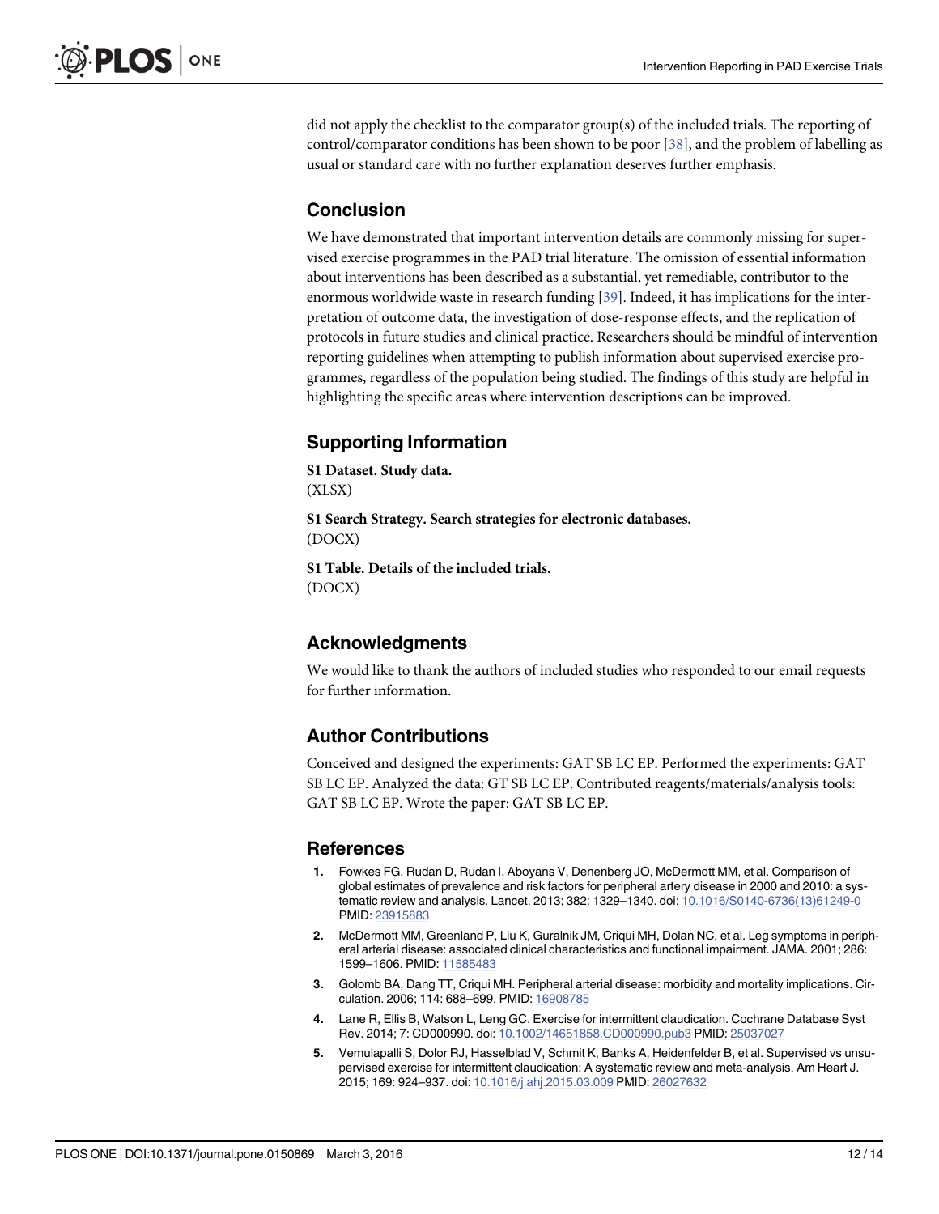did not apply the checklist to the comparator group(s) of the included trials. The reporting of control/comparator conditions has been shown to be poor [38], and the problem of labelling as usual or standard care with no further explanation deserves further emphasis.

## Conclusion

We have demonstrated that important intervention details are commonly missing for supervised exercise programmes in the PAD trial literature. The omission of essential information about interventions has been described as a substantial, yet remediable, contributor to the enormous worldwide waste in research funding [39]. Indeed, it has implications for the interpretation of outcome data, the investigation of dose-response effects, and the replication of protocols in future studies and clinical practice. Researchers should be mindful of intervention reporting guidelines when attempting to publish information about supervised exercise programmes, regardless of the population being studied. The findings of this study are helpful in highlighting the specific areas where intervention descriptions can be improved.

## Supporting Information

**S1 Dataset. Study data.**
(XLSX)

**S1 Search Strategy. Search strategies for electronic databases.**
(DOCX)

**S1 Table. Details of the included trials.**
(DOCX)

## Acknowledgments

We would like to thank the authors of included studies who responded to our email requests for further information.

## Author Contributions

Conceived and designed the experiments: GAT SB LC EP. Performed the experiments: GAT SB LC EP. Analyzed the data: GT SB LC EP. Contributed reagents/materials/analysis tools: GAT SB LC EP. Wrote the paper: GAT SB LC EP.

## References

1. Fowkes FG, Rudan D, Rudan I, Aboyans V, Denenberg JO, McDermott MM, et al. Comparison of global estimates of prevalence and risk factors for peripheral artery disease in 2000 and 2010: a systematic review and analysis. Lancet. 2013; 382: 1329–1340. doi: 10.1016/S0140-6736(13)61249-0 PMID: 23915883
2. McDermott MM, Greenland P, Liu K, Guralnik JM, Criqui MH, Dolan NC, et al. Leg symptoms in peripheral arterial disease: associated clinical characteristics and functional impairment. JAMA. 2001; 286: 1599–1606. PMID: 11585483
3. Golomb BA, Dang TT, Criqui MH. Peripheral arterial disease: morbidity and mortality implications. Circulation. 2006; 114: 688–699. PMID: 16908785
4. Lane R, Ellis B, Watson L, Leng GC. Exercise for intermittent claudication. Cochrane Database Syst Rev. 2014; 7: CD000990. doi: 10.1002/14651858.CD000990.pub3 PMID: 25037027
5. Vemulapalli S, Dolor RJ, Hasselblad V, Schmit K, Banks A, Heidenfelder B, et al. Supervised vs unsupervised exercise for intermittent claudication: A systematic review and meta-analysis. Am Heart J. 2015; 169: 924–937. doi: 10.1016/j.ahj.2015.03.009 PMID: 26027632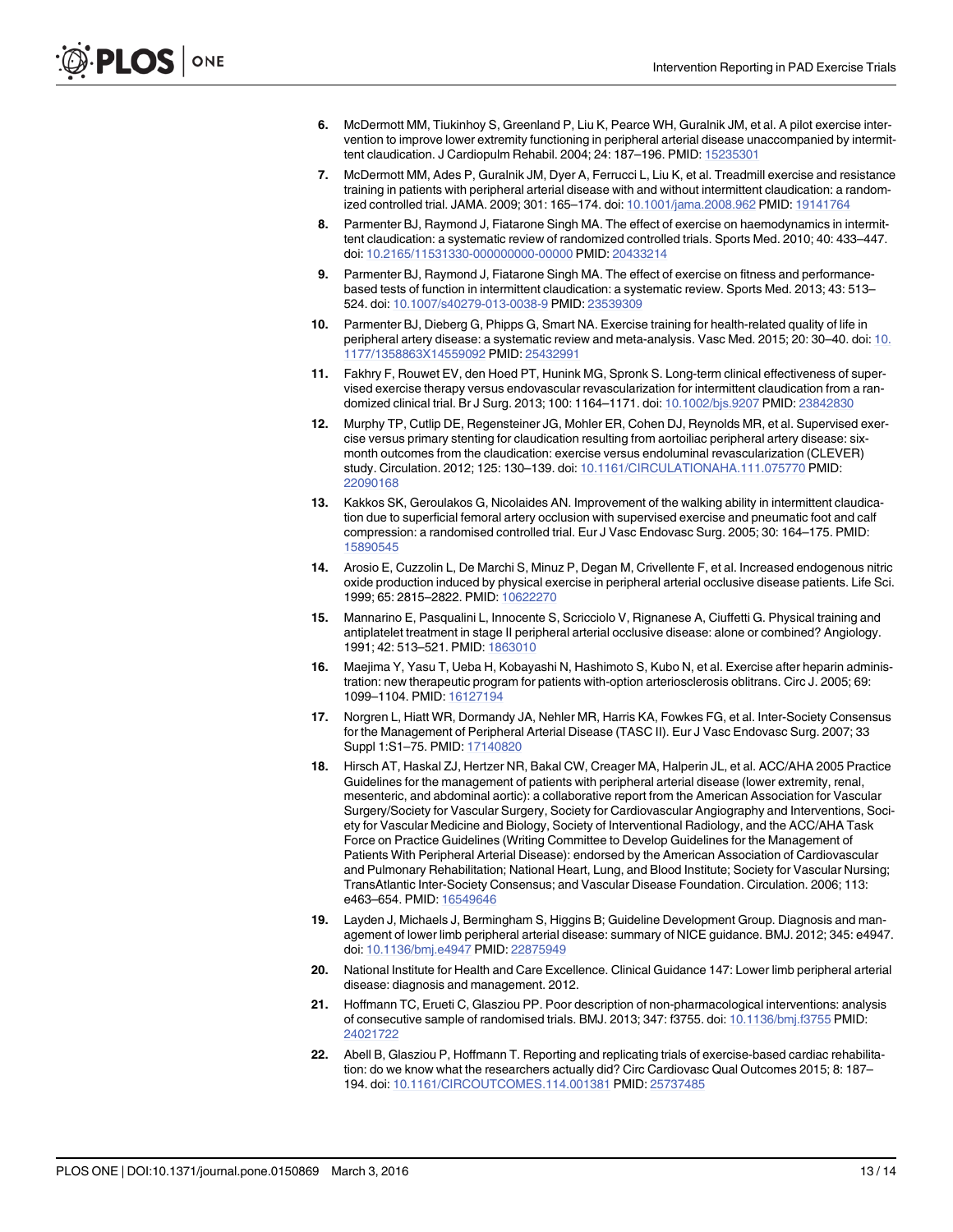6. McDermott MM, Tiukinhoy S, Greenland P, Liu K, Pearce WH, Guralnik JM, et al. A pilot exercise intervention to improve lower extremity functioning in peripheral arterial disease unaccompanied by intermittent claudication. J Cardiopulm Rehabil. 2004; 24: 187–196. PMID: 15235301

7. McDermott MM, Ades P, Guralnik JM, Dyer A, Ferrucci L, Liu K, et al. Treadmill exercise and resistance training in patients with peripheral arterial disease with and without intermittent claudication: a randomized controlled trial. JAMA. 2009; 301: 165–174. doi: 10.1001/jama.2008.962 PMID: 19141764

8. Parmenter BJ, Raymond J, Fiatarone Singh MA. The effect of exercise on haemodynamics in intermittent claudication: a systematic review of randomized controlled trials. Sports Med. 2010; 40: 433–447. doi: 10.2165/11531330-000000000-00000 PMID: 20433214

9. Parmenter BJ, Raymond J, Fiatarone Singh MA. The effect of exercise on fitness and performance-based tests of function in intermittent claudication: a systematic review. Sports Med. 2013; 43: 513–524. doi: 10.1007/s40279-013-0038-9 PMID: 23539309

10. Parmenter BJ, Dieberg G, Phipps G, Smart NA. Exercise training for health-related quality of life in peripheral artery disease: a systematic review and meta-analysis. Vasc Med. 2015; 20: 30–40. doi: 10.1177/1358863X14559092 PMID: 25432991

11. Fakhry F, Rouwet EV, den Hoed PT, Hunink MG, Spronk S. Long-term clinical effectiveness of supervised exercise therapy versus endovascular revascularization for intermittent claudication from a randomized clinical trial. Br J Surg. 2013; 100: 1164–1171. doi: 10.1002/bjs.9207 PMID: 23842830

12. Murphy TP, Cutlip DE, Regensteiner JG, Mohler ER, Cohen DJ, Reynolds MR, et al. Supervised exercise versus primary stenting for claudication resulting from aortoiliac peripheral artery disease: six-month outcomes from the claudication: exercise versus endoluminal revascularization (CLEVER) study. Circulation. 2012; 125: 130–139. doi: 10.1161/CIRCULATIONAHA.111.075770 PMID: 22090168

13. Kakkos SK, Geroulakos G, Nicolaides AN. Improvement of the walking ability in intermittent claudication due to superficial femoral artery occlusion with supervised exercise and pneumatic foot and calf compression: a randomised controlled trial. Eur J Vasc Endovasc Surg. 2005; 30: 164–175. PMID: 15890545

14. Arosio E, Cuzzolin L, De Marchi S, Minuz P, Degan M, Crivellente F, et al. Increased endogenous nitric oxide production induced by physical exercise in peripheral arterial occlusive disease patients. Life Sci. 1999; 65: 2815–2822. PMID: 10622270

15. Mannarino E, Pasqualini L, Innocente S, Scricciolo V, Rignanese A, Ciuffetti G. Physical training and antiplatelet treatment in stage II peripheral arterial occlusive disease: alone or combined? Angiology. 1991; 42: 513–521. PMID: 1863010

16. Maejima Y, Yasu T, Ueba H, Kobayashi N, Hashimoto S, Kubo N, et al. Exercise after heparin administration: new therapeutic program for patients with-option arteriosclerosis oblitrans. Circ J. 2005; 69: 1099–1104. PMID: 16127194

17. Norgren L, Hiatt WR, Dormandy JA, Nehler MR, Harris KA, Fowkes FG, et al. Inter-Society Consensus for the Management of Peripheral Arterial Disease (TASC II). Eur J Vasc Endovasc Surg. 2007; 33 Suppl 1:S1–75. PMID: 17140820

18. Hirsch AT, Haskal ZJ, Hertzer NR, Bakal CW, Creager MA, Halperin JL, et al. ACC/AHA 2005 Practice Guidelines for the management of patients with peripheral arterial disease (lower extremity, renal, mesenteric, and abdominal aortic): a collaborative report from the American Association for Vascular Surgery/Society for Vascular Surgery, Society for Cardiovascular Angiography and Interventions, Society for Vascular Medicine and Biology, Society of Interventional Radiology, and the ACC/AHA Task Force on Practice Guidelines (Writing Committee to Develop Guidelines for the Management of Patients With Peripheral Arterial Disease): endorsed by the American Association of Cardiovascular and Pulmonary Rehabilitation; National Heart, Lung, and Blood Institute; Society for Vascular Nursing; TransAtlantic Inter-Society Consensus; and Vascular Disease Foundation. Circulation. 2006; 113: e463–654. PMID: 16549646

19. Layden J, Michaels J, Bermingham S, Higgins B; Guideline Development Group. Diagnosis and management of lower limb peripheral arterial disease: summary of NICE guidance. BMJ. 2012; 345: e4947. doi: 10.1136/bmj.e4947 PMID: 22875949

20. National Institute for Health and Care Excellence. Clinical Guidance 147: Lower limb peripheral arterial disease: diagnosis and management. 2012.

21. Hoffmann TC, Erueti C, Glasziou PP. Poor description of non-pharmacological interventions: analysis of consecutive sample of randomised trials. BMJ. 2013; 347: f3755. doi: 10.1136/bmj.f3755 PMID: 24021722

22. Abell B, Glasziou P, Hoffmann T. Reporting and replicating trials of exercise-based cardiac rehabilitation: do we know what the researchers actually did? Circ Cardiovasc Qual Outcomes 2015; 8: 187–194. doi: 10.1161/CIRCOUTCOMES.114.001381 PMID: 25737485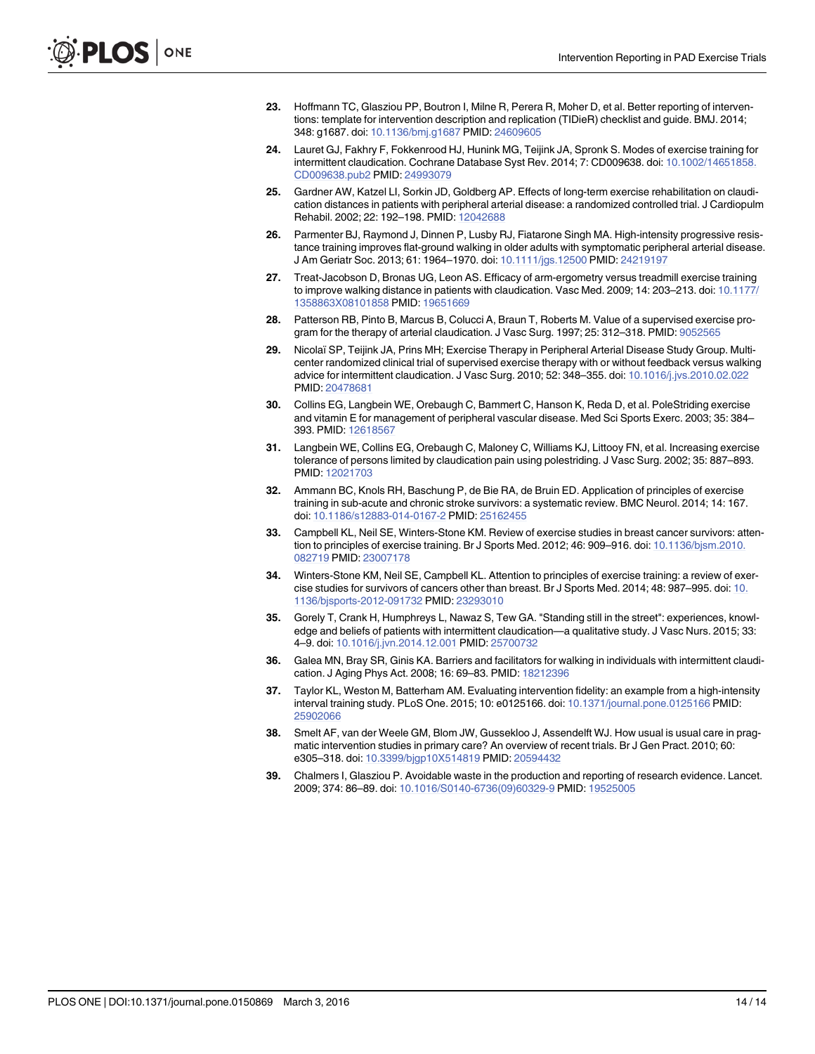23. Hoffmann TC, Glasziou PP, Boutron I, Milne R, Perera R, Moher D, et al. Better reporting of interventions: template for intervention description and replication (TIDieR) checklist and guide. BMJ. 2014; 348: g1687. doi: 10.1136/bmj.g1687 PMID: 24609605

24. Lauret GJ, Fakhry F, Fokkenrood HJ, Hunink MG, Teijink JA, Spronk S. Modes of exercise training for intermittent claudication. Cochrane Database Syst Rev. 2014; 7: CD009638. doi: 10.1002/14651858.CD009638.pub2 PMID: 24993079

25. Gardner AW, Katzel LI, Sorkin JD, Goldberg AP. Effects of long-term exercise rehabilitation on claudication distances in patients with peripheral arterial disease: a randomized controlled trial. J Cardiopulm Rehabil. 2002; 22: 192–198. PMID: 12042688

26. Parmenter BJ, Raymond J, Dinnen P, Lusby RJ, Fiatarone Singh MA. High-intensity progressive resistance training improves flat-ground walking in older adults with symptomatic peripheral arterial disease. J Am Geriatr Soc. 2013; 61: 1964–1970. doi: 10.1111/jgs.12500 PMID: 24219197

27. Treat-Jacobson D, Bronas UG, Leon AS. Efficacy of arm-ergometry versus treadmill exercise training to improve walking distance in patients with claudication. Vasc Med. 2009; 14: 203–213. doi: 10.1177/1358863X08101858 PMID: 19651669

28. Patterson RB, Pinto B, Marcus B, Colucci A, Braun T, Roberts M. Value of a supervised exercise program for the therapy of arterial claudication. J Vasc Surg. 1997; 25: 312–318. PMID: 9052565

29. Nicolaï SP, Teijink JA, Prins MH; Exercise Therapy in Peripheral Arterial Disease Study Group. Multicenter randomized clinical trial of supervised exercise therapy with or without feedback versus walking advice for intermittent claudication. J Vasc Surg. 2010; 52: 348–355. doi: 10.1016/j.jvs.2010.02.022 PMID: 20478681

30. Collins EG, Langbein WE, Orebaugh C, Bammert C, Hanson K, Reda D, et al. PoleStriding exercise and vitamin E for management of peripheral vascular disease. Med Sci Sports Exerc. 2003; 35: 384–393. PMID: 12618567

31. Langbein WE, Collins EG, Orebaugh C, Maloney C, Williams KJ, Littooy FN, et al. Increasing exercise tolerance of persons limited by claudication pain using polestriding. J Vasc Surg. 2002; 35: 887–893. PMID: 12021703

32. Ammann BC, Knols RH, Baschung P, de Bie RA, de Bruin ED. Application of principles of exercise training in sub-acute and chronic stroke survivors: a systematic review. BMC Neurol. 2014; 14: 167. doi: 10.1186/s12883-014-0167-2 PMID: 25162455

33. Campbell KL, Neil SE, Winters-Stone KM. Review of exercise studies in breast cancer survivors: attention to principles of exercise training. Br J Sports Med. 2012; 46: 909–916. doi: 10.1136/bjsm.2010.082719 PMID: 23007178

34. Winters-Stone KM, Neil SE, Campbell KL. Attention to principles of exercise training: a review of exercise studies for survivors of cancers other than breast. Br J Sports Med. 2014; 48: 987–995. doi: 10.1136/bjsports-2012-091732 PMID: 23293010

35. Gorely T, Crank H, Humphreys L, Nawaz S, Tew GA. "Standing still in the street": experiences, knowledge and beliefs of patients with intermittent claudication—a qualitative study. J Vasc Nurs. 2015; 33: 4–9. doi: 10.1016/j.jvn.2014.12.001 PMID: 25700732

36. Galea MN, Bray SR, Ginis KA. Barriers and facilitators for walking in individuals with intermittent claudication. J Aging Phys Act. 2008; 16: 69–83. PMID: 18212396

37. Taylor KL, Weston M, Batterham AM. Evaluating intervention fidelity: an example from a high-intensity interval training study. PLoS One. 2015; 10: e0125166. doi: 10.1371/journal.pone.0125166 PMID: 25902066

38. Smelt AF, van der Weele GM, Blom JW, Gussekloo J, Assendelft WJ. How usual is usual care in pragmatic intervention studies in primary care? An overview of recent trials. Br J Gen Pract. 2010; 60: e305–318. doi: 10.3399/bjgp10X514819 PMID: 20594432

39. Chalmers I, Glasziou P. Avoidable waste in the production and reporting of research evidence. Lancet. 2009; 374: 86–89. doi: 10.1016/S0140-6736(09)60329-9 PMID: 19525005